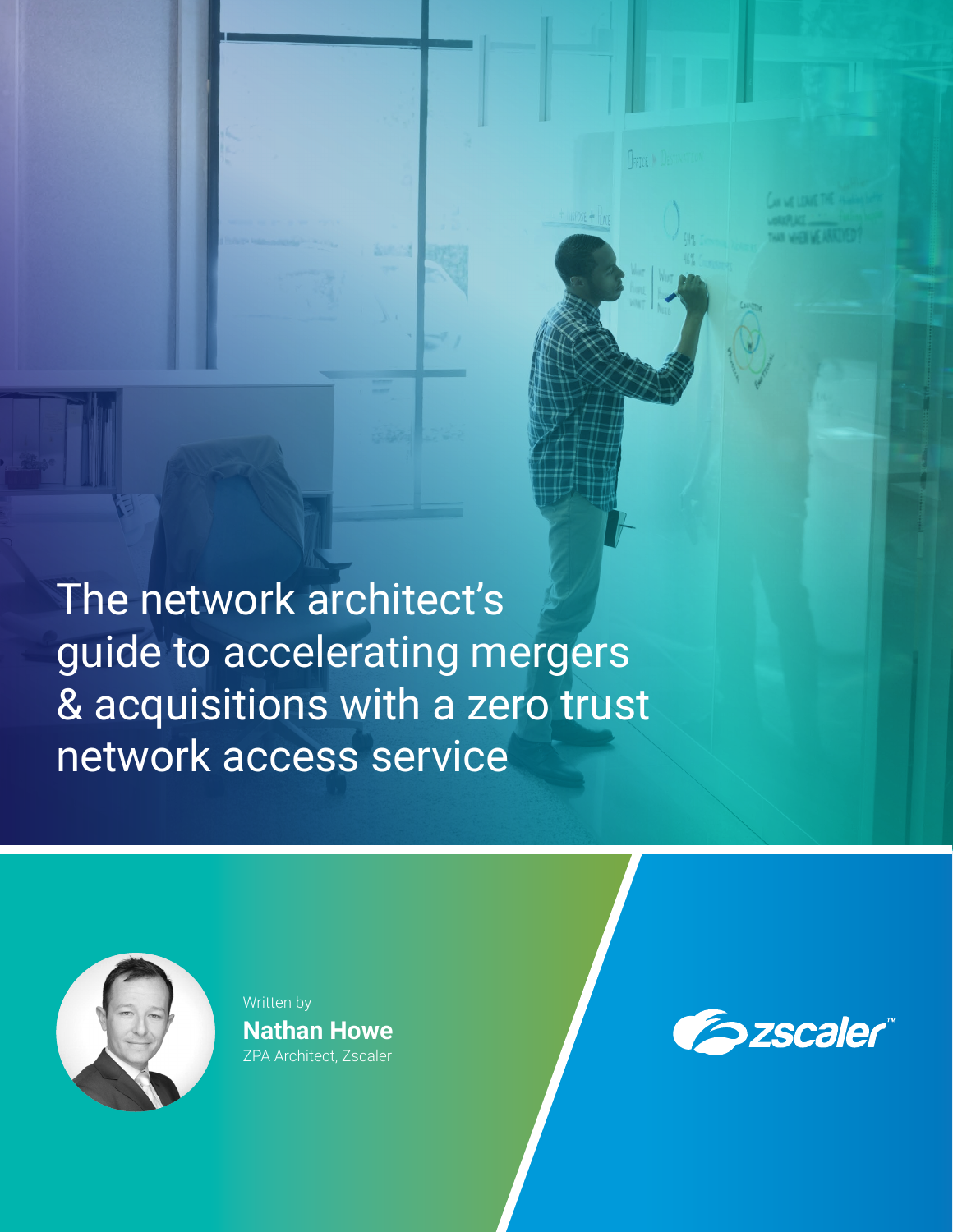# The network architect's guide to accelerating mergers & acquisitions with a zero trust network access service

Written by

**Nathan Howe**

ZPA Architect, Zscaler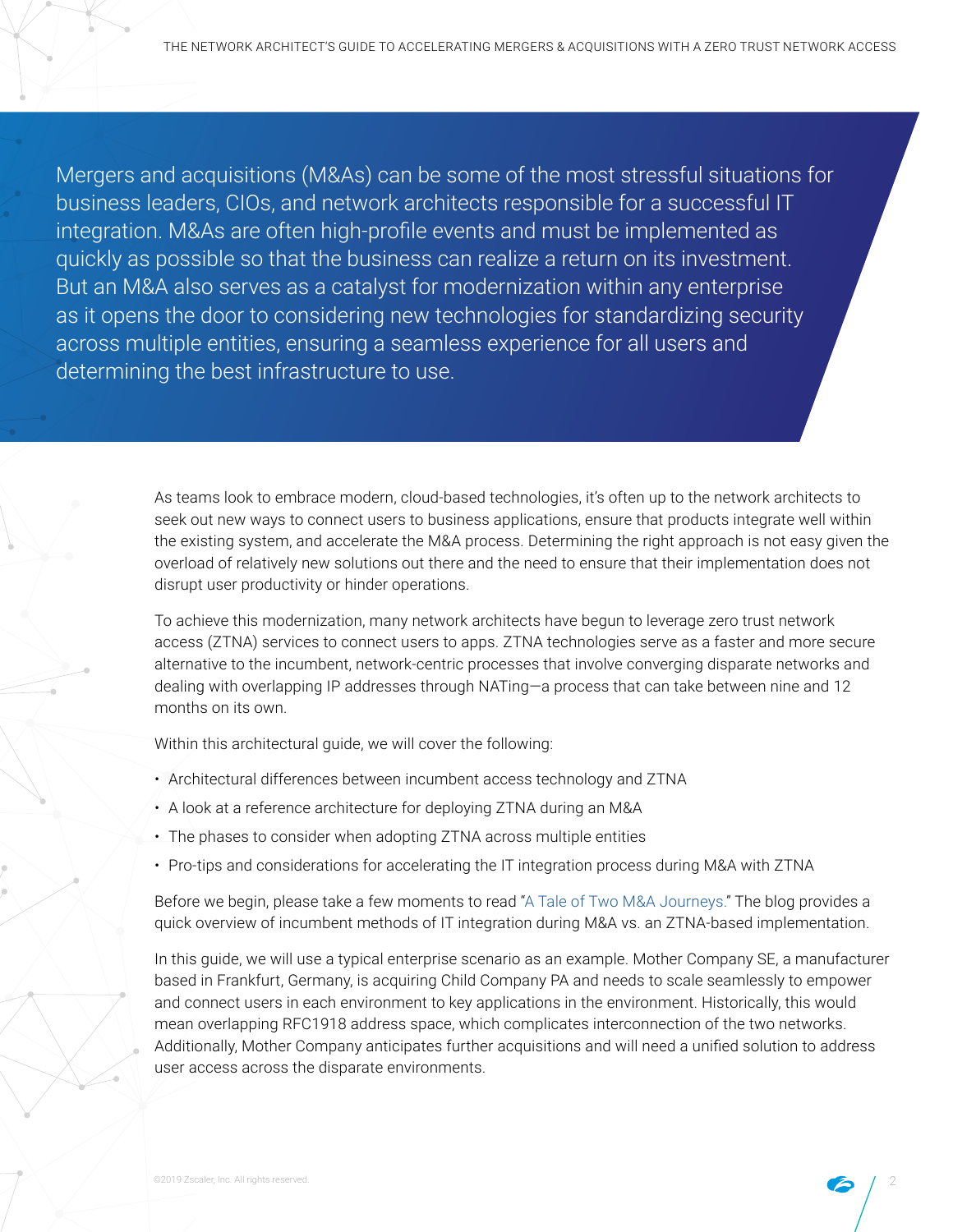Mergers and acquisitions (M&As) can be some of the most stressful situations for business leaders, CIOs, and network architects responsible for a successful IT integration. M&As are often high-profile events and must be implemented as quickly as possible so that the business can realize a return on its investment. But an M&A also serves as a catalyst for modernization within any enterprise as it opens the door to considering new technologies for standardizing security across multiple entities, ensuring a seamless experience for all users and determining the best infrastructure to use.

As teams look to embrace modern, cloud-based technologies, it's often up to the network architects to seek out new ways to connect users to business applications, ensure that products integrate well within the existing system, and accelerate the M&A process. Determining the right approach is not easy given the overload of relatively new solutions out there and the need to ensure that their implementation does not disrupt user productivity or hinder operations.

To achieve this modernization, many network architects have begun to leverage zero trust network access (ZTNA) services to connect users to apps. ZTNA technologies serve as a faster and more secure alternative to the incumbent, network-centric processes that involve converging disparate networks and dealing with overlapping IP addresses through NATing—a process that can take between nine and 12 months on its own.

Within this architectural guide, we will cover the following:

- Architectural differences between incumbent access technology and ZTNA
- A look at a reference architecture for deploying ZTNA during an M&A
- The phases to consider when adopting ZTNA across multiple entities
- Pro-tips and considerations for accelerating the IT integration process during M&A with ZTNA

Before we begin, please take a few moments to read "A Tale of Two M&A Journeys." The blog provides a quick overview of incumbent methods of IT integration during M&A vs. an ZTNA-based implementation.

In this guide, we will use a typical enterprise scenario as an example. Mother Company SE, a manufacturer based in Frankfurt, Germany, is acquiring Child Company PA and needs to scale seamlessly to empower and connect users in each environment to key applications in the environment. Historically, this would mean overlapping RFC1918 address space, which complicates interconnection of the two networks. Additionally, Mother Company anticipates further acquisitions and will need a unified solution to address user access across the disparate environments.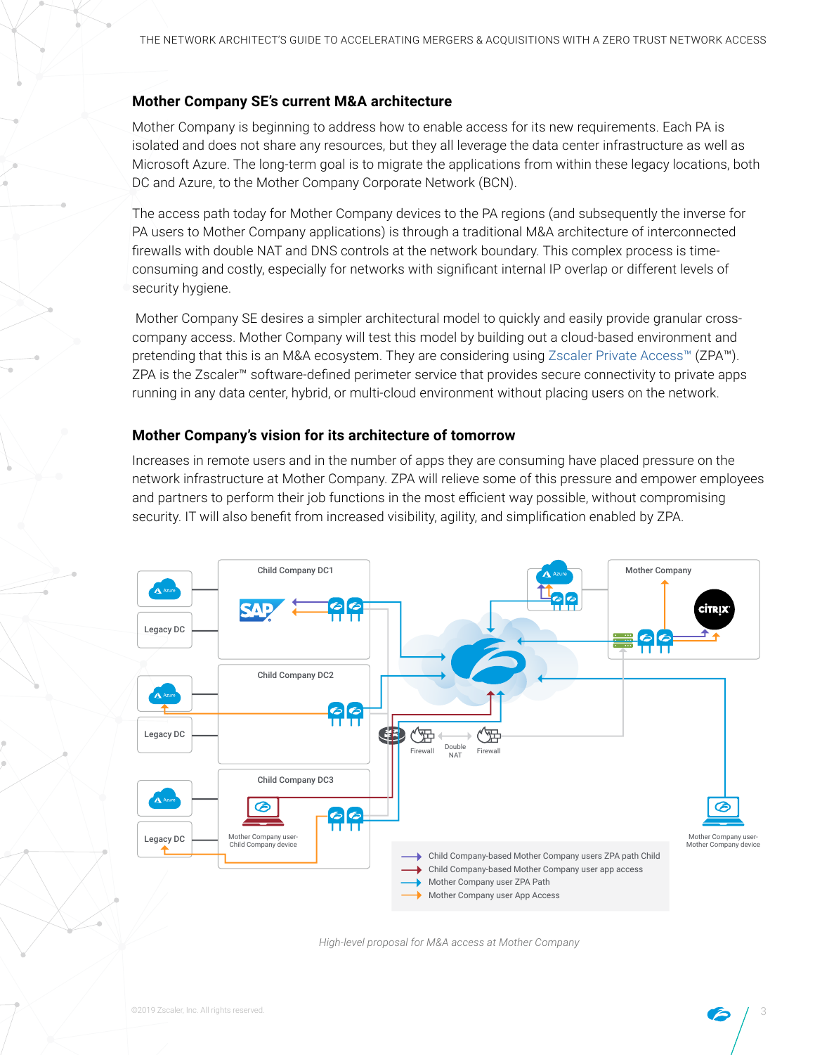## Mother Company SE's current M&A architecture

Mother Company is beginning to address how to enable access for its new requirements. Each PA is isolated and does not share any resources, but they all leverage the data center infrastructure as well as Microsoft Azure. The long-term goal is to migrate the applications from within these legacy locations, both DC and Azure, to the Mother Company Corporate Network (BCN).

The access path today for Mother Company devices to the PA regions (and subsequently the inverse for PA users to Mother Company applications) is through a traditional M&A architecture of interconnected firewalls with double NAT and DNS controls at the network boundary. This complex process is time-consuming and costly, especially for networks with significant internal IP overlap or different levels of security hygiene.

Mother Company SE desires a simpler architectural model to quickly and easily provide granular cross-company access. Mother Company will test this model by building out a cloud-based environment and pretending that this is an M&A ecosystem. They are considering using Zscaler Private Access™ (ZPA™). ZPA is the Zscaler™ software-defined perimeter service that provides secure connectivity to private apps running in any data center, hybrid, or multi-cloud environment without placing users on the network.

## Mother Company's vision for its architecture of tomorrow

Increases in remote users and in the number of apps they are consuming have placed pressure on the network infrastructure at Mother Company. ZPA will relieve some of this pressure and empower employees and partners to perform their job functions in the most efficient way possible, without compromising security. IT will also benefit from increased visibility, agility, and simplification enabled by ZPA.

*High-level proposal for M&A access at Mother Company*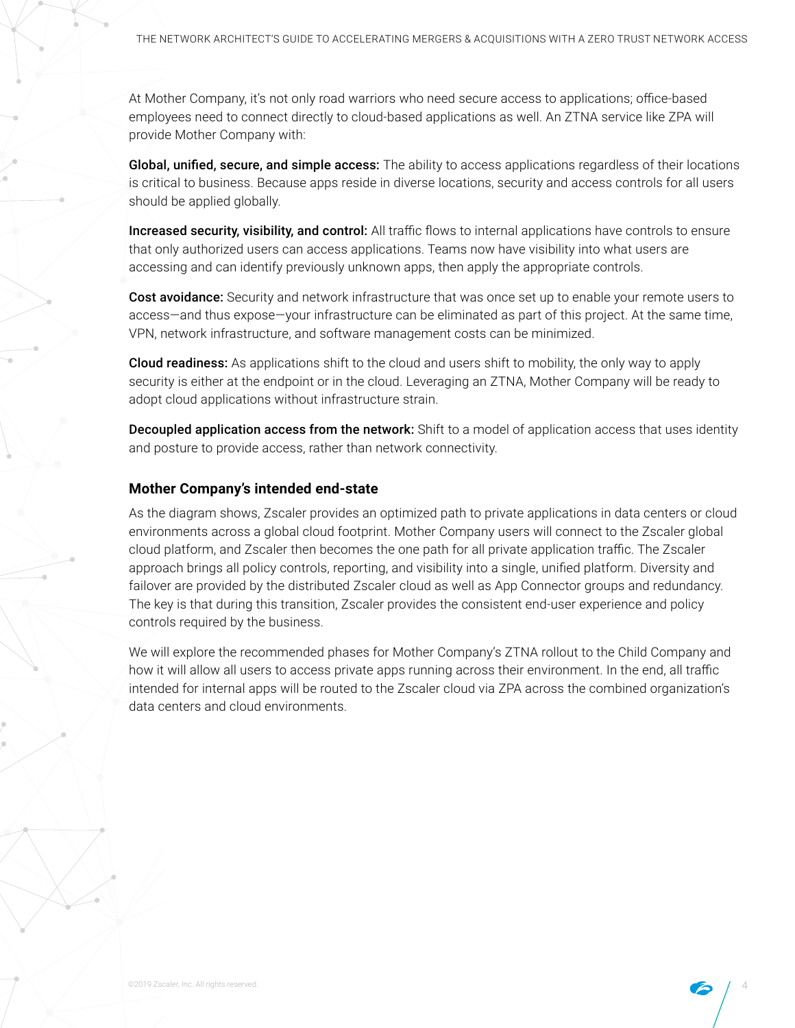At Mother Company, it's not only road warriors who need secure access to applications; office-based employees need to connect directly to cloud-based applications as well. An ZTNA service like ZPA will provide Mother Company with:

**Global, unified, secure, and simple access:** The ability to access applications regardless of their locations is critical to business. Because apps reside in diverse locations, security and access controls for all users should be applied globally.

**Increased security, visibility, and control:** All traffic flows to internal applications have controls to ensure that only authorized users can access applications. Teams now have visibility into what users are accessing and can identify previously unknown apps, then apply the appropriate controls.

**Cost avoidance:** Security and network infrastructure that was once set up to enable your remote users to access—and thus expose—your infrastructure can be eliminated as part of this project. At the same time, VPN, network infrastructure, and software management costs can be minimized.

**Cloud readiness:** As applications shift to the cloud and users shift to mobility, the only way to apply security is either at the endpoint or in the cloud. Leveraging an ZTNA, Mother Company will be ready to adopt cloud applications without infrastructure strain.

**Decoupled application access from the network:** Shift to a model of application access that uses identity and posture to provide access, rather than network connectivity.

### Mother Company's intended end-state

As the diagram shows, Zscaler provides an optimized path to private applications in data centers or cloud environments across a global cloud footprint. Mother Company users will connect to the Zscaler global cloud platform, and Zscaler then becomes the one path for all private application traffic. The Zscaler approach brings all policy controls, reporting, and visibility into a single, unified platform. Diversity and failover are provided by the distributed Zscaler cloud as well as App Connector groups and redundancy. The key is that during this transition, Zscaler provides the consistent end-user experience and policy controls required by the business.

We will explore the recommended phases for Mother Company's ZTNA rollout to the Child Company and how it will allow all users to access private apps running across their environment. In the end, all traffic intended for internal apps will be routed to the Zscaler cloud via ZPA across the combined organization's data centers and cloud environments.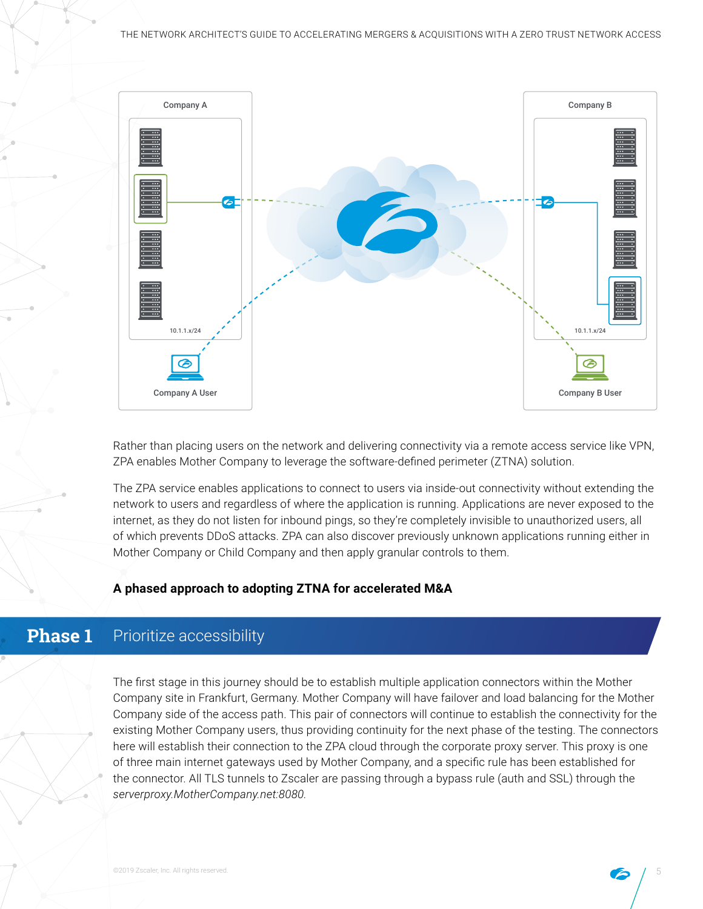Rather than placing users on the network and delivering connectivity via a remote access service like VPN, ZPA enables Mother Company to leverage the software-defined perimeter (ZTNA) solution.

The ZPA service enables applications to connect to users via inside-out connectivity without extending the network to users and regardless of where the application is running. Applications are never exposed to the internet, as they do not listen for inbound pings, so they're completely invisible to unauthorized users, all of which prevents DDoS attacks. ZPA can also discover previously unknown applications running either in Mother Company or Child Company and then apply granular controls to them.

### A phased approach to adopting ZTNA for accelerated M&A

## Phase 1 Prioritize accessibility

The first stage in this journey should be to establish multiple application connectors within the Mother Company site in Frankfurt, Germany. Mother Company will have failover and load balancing for the Mother Company side of the access path. This pair of connectors will continue to establish the connectivity for the existing Mother Company users, thus providing continuity for the next phase of the testing. The connectors here will establish their connection to the ZPA cloud through the corporate proxy server. This proxy is one of three main internet gateways used by Mother Company, and a specific rule has been established for the connector. All TLS tunnels to Zscaler are passing through a bypass rule (auth and SSL) through the *serverproxy.MotherCompany.net:8080.*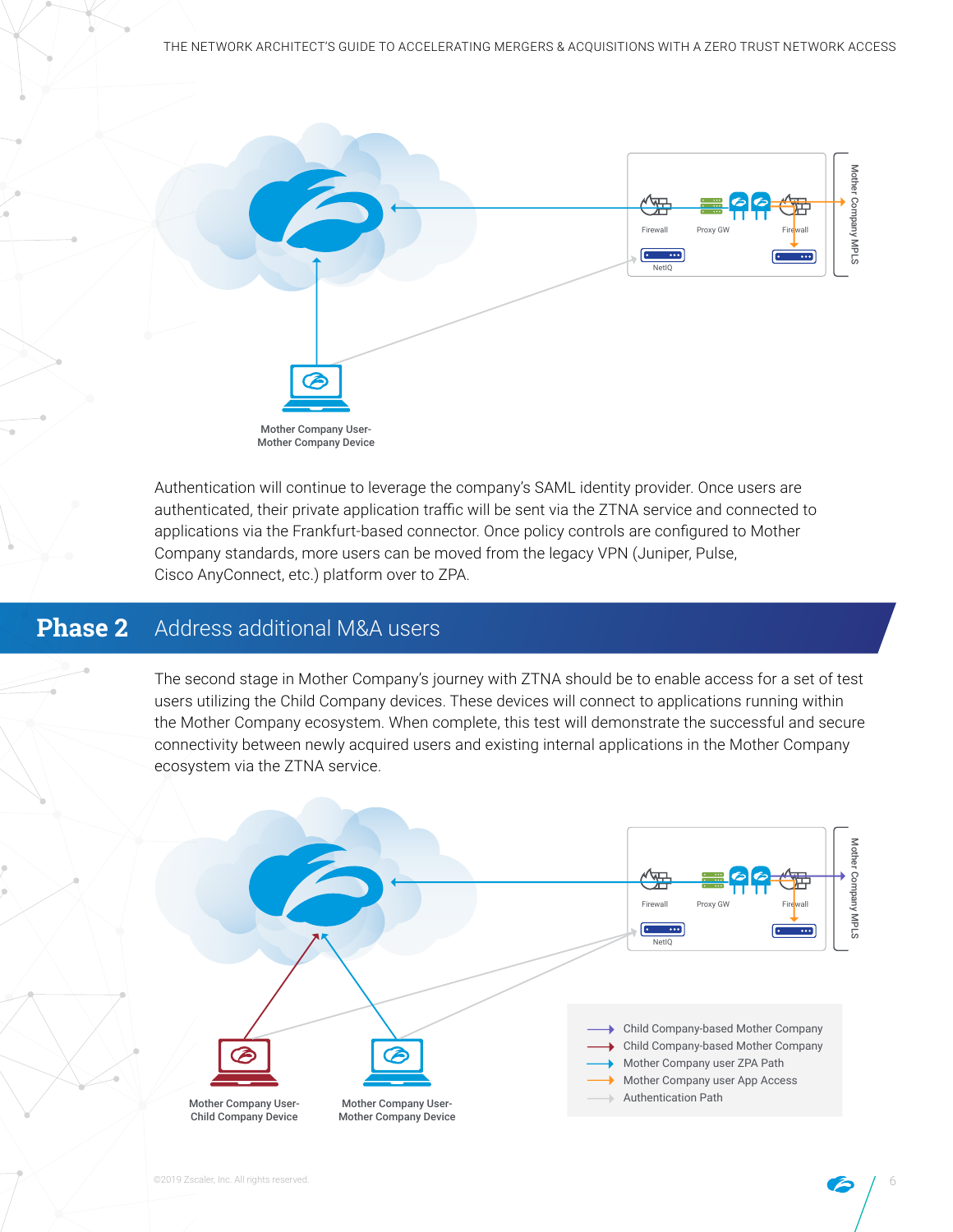Mother Company User-
Mother Company Device

Authentication will continue to leverage the company's SAML identity provider. Once users are authenticated, their private application traffic will be sent via the ZTNA service and connected to applications via the Frankfurt-based connector. Once policy controls are configured to Mother Company standards, more users can be moved from the legacy VPN (Juniper, Pulse, Cisco AnyConnect, etc.) platform over to ZPA.

## Phase 2 Address additional M&A users

The second stage in Mother Company's journey with ZTNA should be to enable access for a set of test users utilizing the Child Company devices. These devices will connect to applications running within the Mother Company ecosystem. When complete, this test will demonstrate the successful and secure connectivity between newly acquired users and existing internal applications in the Mother Company ecosystem via the ZTNA service.

Mother Company User-
Child Company Device

Mother Company User-
Mother Company Device

- Child Company-based Mother Company
- Child Company-based Mother Company
- Mother Company user ZPA Path
- Mother Company user App Access
- Authentication Path

©2019 Zscaler, Inc. All rights reserved.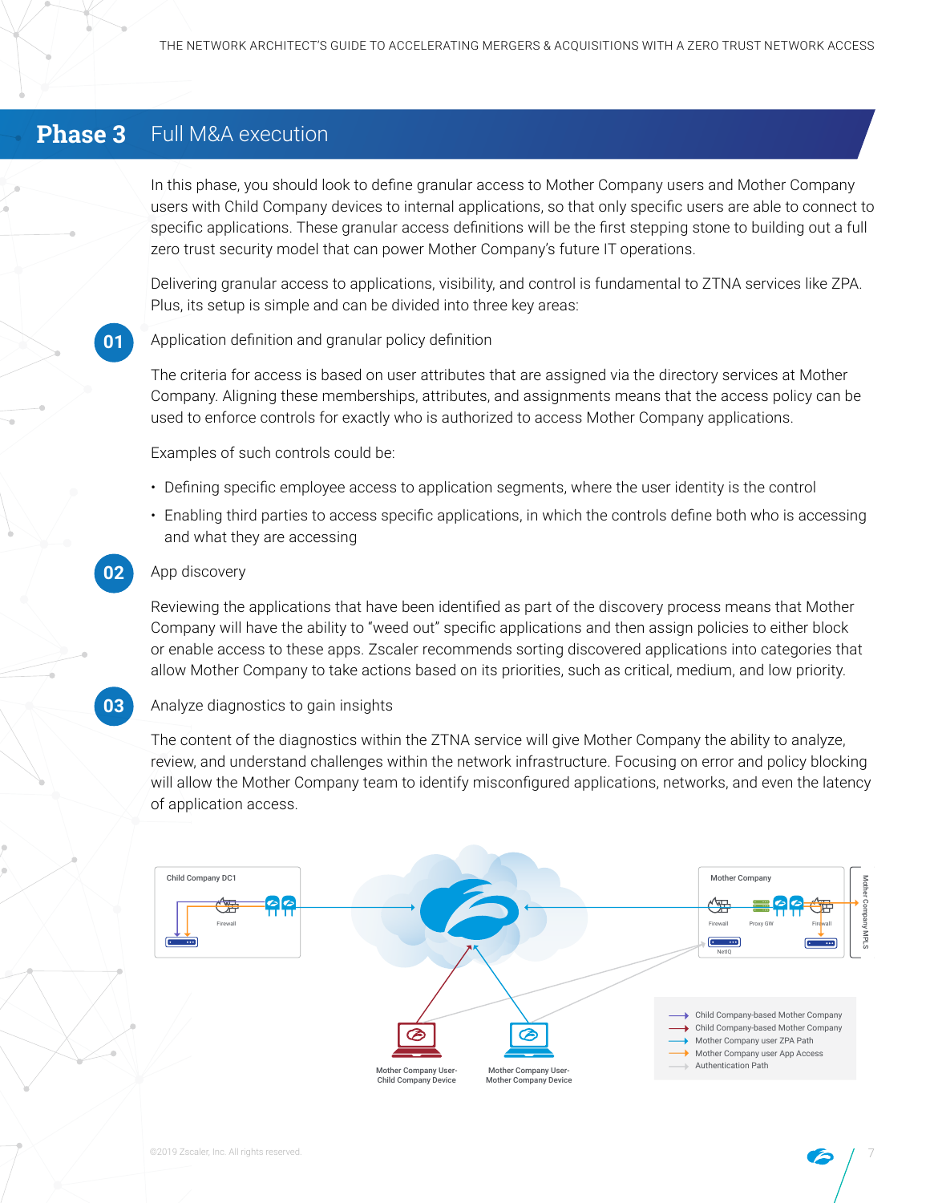## Phase 3 Full M&A execution

In this phase, you should look to define granular access to Mother Company users and Mother Company users with Child Company devices to internal applications, so that only specific users are able to connect to specific applications. These granular access definitions will be the first stepping stone to building out a full zero trust security model that can power Mother Company's future IT operations.

Delivering granular access to applications, visibility, and control is fundamental to ZTNA services like ZPA. Plus, its setup is simple and can be divided into three key areas:

### 01 Application definition and granular policy definition

The criteria for access is based on user attributes that are assigned via the directory services at Mother Company. Aligning these memberships, attributes, and assignments means that the access policy can be used to enforce controls for exactly who is authorized to access Mother Company applications.

Examples of such controls could be:

- Defining specific employee access to application segments, where the user identity is the control
- Enabling third parties to access specific applications, in which the controls define both who is accessing and what they are accessing

### 02 App discovery

Reviewing the applications that have been identified as part of the discovery process means that Mother Company will have the ability to "weed out" specific applications and then assign policies to either block or enable access to these apps. Zscaler recommends sorting discovered applications into categories that allow Mother Company to take actions based on its priorities, such as critical, medium, and low priority.

### 03 Analyze diagnostics to gain insights

The content of the diagnostics within the ZTNA service will give Mother Company the ability to analyze, review, and understand challenges within the network infrastructure. Focusing on error and policy blocking will allow the Mother Company team to identify misconfigured applications, networks, and even the latency of application access.

Child Company DC1 · Firewall · Mother Company · Firewall · Proxy GW · Firewall · NetIQ · Mother Company MPLS · Mother Company User-Child Company Device · Mother Company User-Mother Company Device

- Child Company-based Mother Company
- Child Company-based Mother Company
- Mother Company user ZPA Path
- Mother Company user App Access
- Authentication Path

©2019 Zscaler, Inc. All rights reserved.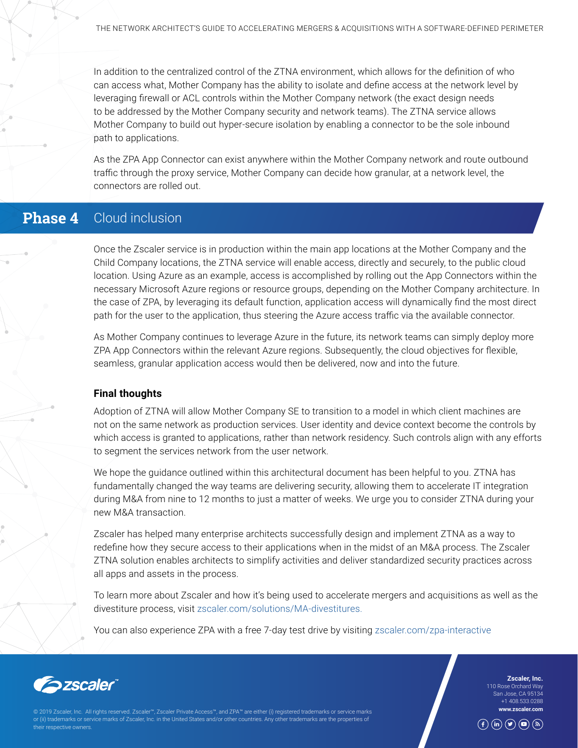In addition to the centralized control of the ZTNA environment, which allows for the definition of who can access what, Mother Company has the ability to isolate and define access at the network level by leveraging firewall or ACL controls within the Mother Company network (the exact design needs to be addressed by the Mother Company security and network teams). The ZTNA service allows Mother Company to build out hyper-secure isolation by enabling a connector to be the sole inbound path to applications.

As the ZPA App Connector can exist anywhere within the Mother Company network and route outbound traffic through the proxy service, Mother Company can decide how granular, at a network level, the connectors are rolled out.

## Phase 4 Cloud inclusion

Once the Zscaler service is in production within the main app locations at the Mother Company and the Child Company locations, the ZTNA service will enable access, directly and securely, to the public cloud location. Using Azure as an example, access is accomplished by rolling out the App Connectors within the necessary Microsoft Azure regions or resource groups, depending on the Mother Company architecture. In the case of ZPA, by leveraging its default function, application access will dynamically find the most direct path for the user to the application, thus steering the Azure access traffic via the available connector.

As Mother Company continues to leverage Azure in the future, its network teams can simply deploy more ZPA App Connectors within the relevant Azure regions. Subsequently, the cloud objectives for flexible, seamless, granular application access would then be delivered, now and into the future.

### Final thoughts

Adoption of ZTNA will allow Mother Company SE to transition to a model in which client machines are not on the same network as production services. User identity and device context become the controls by which access is granted to applications, rather than network residency. Such controls align with any efforts to segment the services network from the user network.

We hope the guidance outlined within this architectural document has been helpful to you. ZTNA has fundamentally changed the way teams are delivering security, allowing them to accelerate IT integration during M&A from nine to 12 months to just a matter of weeks. We urge you to consider ZTNA during your new M&A transaction.

Zscaler has helped many enterprise architects successfully design and implement ZTNA as a way to redefine how they secure access to their applications when in the midst of an M&A process. The Zscaler ZTNA solution enables architects to simplify activities and deliver standardized security practices across all apps and assets in the process.

To learn more about Zscaler and how it's being used to accelerate mergers and acquisitions as well as the divestiture process, visit zscaler.com/solutions/MA-divestitures.

You can also experience ZPA with a free 7-day test drive by visiting zscaler.com/zpa-interactive

zscaler™

© 2019 Zscaler, Inc. All rights reserved. Zscaler™, Zscaler Private Access™, and ZPA™ are either (i) registered trademarks or service marks or (ii) trademarks or service marks of Zscaler, Inc. in the United States and/or other countries. Any other trademarks are the properties of their respective owners.

**Zscaler, Inc.**
110 Rose Orchard Way
San Jose, CA 95134
+1 408.533.0288
**www.zscaler.com**